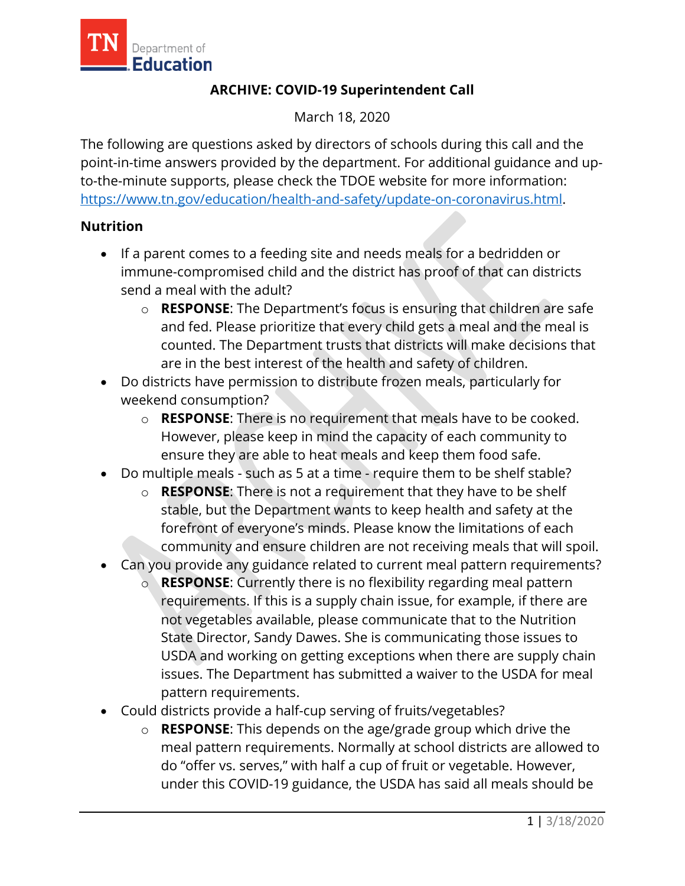# ARCHIVE: COVID-19 Superintendent Call

March 18, 2020

The following are questions asked by directors of schools during this call and the point-in-time answers provided by the department. For additional guidance and up-to-the-minute supports, please check the TDOE website for more information: https://www.tn.gov/education/health-and-safety/update-on-coronavirus.html.

## Nutrition

- If a parent comes to a feeding site and needs meals for a bedridden or immune-compromised child and the district has proof of that can districts send a meal with the adult?
  - **RESPONSE**: The Department's focus is ensuring that children are safe and fed. Please prioritize that every child gets a meal and the meal is counted. The Department trusts that districts will make decisions that are in the best interest of the health and safety of children.
- Do districts have permission to distribute frozen meals, particularly for weekend consumption?
  - **RESPONSE**: There is no requirement that meals have to be cooked. However, please keep in mind the capacity of each community to ensure they are able to heat meals and keep them food safe.
- Do multiple meals - such as 5 at a time - require them to be shelf stable?
  - **RESPONSE**: There is not a requirement that they have to be shelf stable, but the Department wants to keep health and safety at the forefront of everyone's minds. Please know the limitations of each community and ensure children are not receiving meals that will spoil.
- Can you provide any guidance related to current meal pattern requirements?
  - **RESPONSE**: Currently there is no flexibility regarding meal pattern requirements. If this is a supply chain issue, for example, if there are not vegetables available, please communicate that to the Nutrition State Director, Sandy Dawes. She is communicating those issues to USDA and working on getting exceptions when there are supply chain issues. The Department has submitted a waiver to the USDA for meal pattern requirements.
- Could districts provide a half-cup serving of fruits/vegetables?
  - **RESPONSE**: This depends on the age/grade group which drive the meal pattern requirements. Normally at school districts are allowed to do "offer vs. serves," with half a cup of fruit or vegetable. However, under this COVID-19 guidance, the USDA has said all meals should be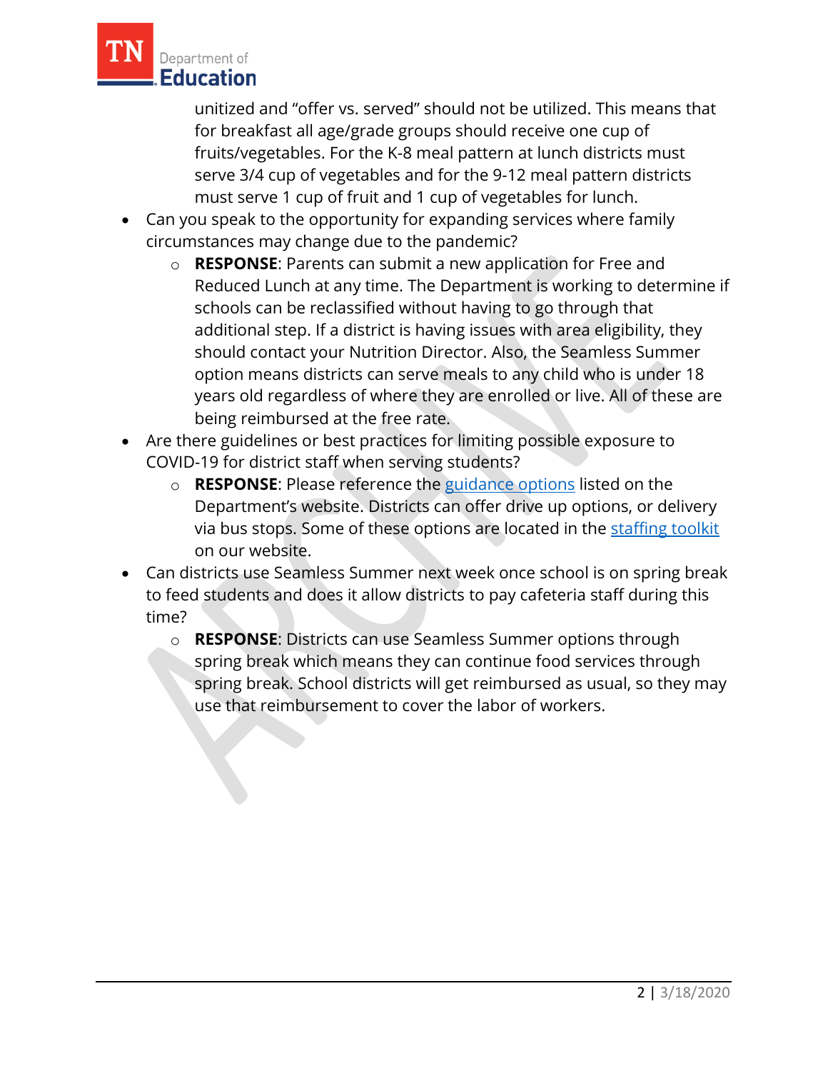unitized and "offer vs. served" should not be utilized. This means that for breakfast all age/grade groups should receive one cup of fruits/vegetables. For the K-8 meal pattern at lunch districts must serve 3/4 cup of vegetables and for the 9-12 meal pattern districts must serve 1 cup of fruit and 1 cup of vegetables for lunch.

- Can you speak to the opportunity for expanding services where family circumstances may change due to the pandemic?
  - **RESPONSE**: Parents can submit a new application for Free and Reduced Lunch at any time. The Department is working to determine if schools can be reclassified without having to go through that additional step. If a district is having issues with area eligibility, they should contact your Nutrition Director. Also, the Seamless Summer option means districts can serve meals to any child who is under 18 years old regardless of where they are enrolled or live. All of these are being reimbursed at the free rate.
- Are there guidelines or best practices for limiting possible exposure to COVID-19 for district staff when serving students?
  - **RESPONSE**: Please reference the guidance options listed on the Department's website. Districts can offer drive up options, or delivery via bus stops. Some of these options are located in the staffing toolkit on our website.
- Can districts use Seamless Summer next week once school is on spring break to feed students and does it allow districts to pay cafeteria staff during this time?
  - **RESPONSE**: Districts can use Seamless Summer options through spring break which means they can continue food services through spring break. School districts will get reimbursed as usual, so they may use that reimbursement to cover the labor of workers.